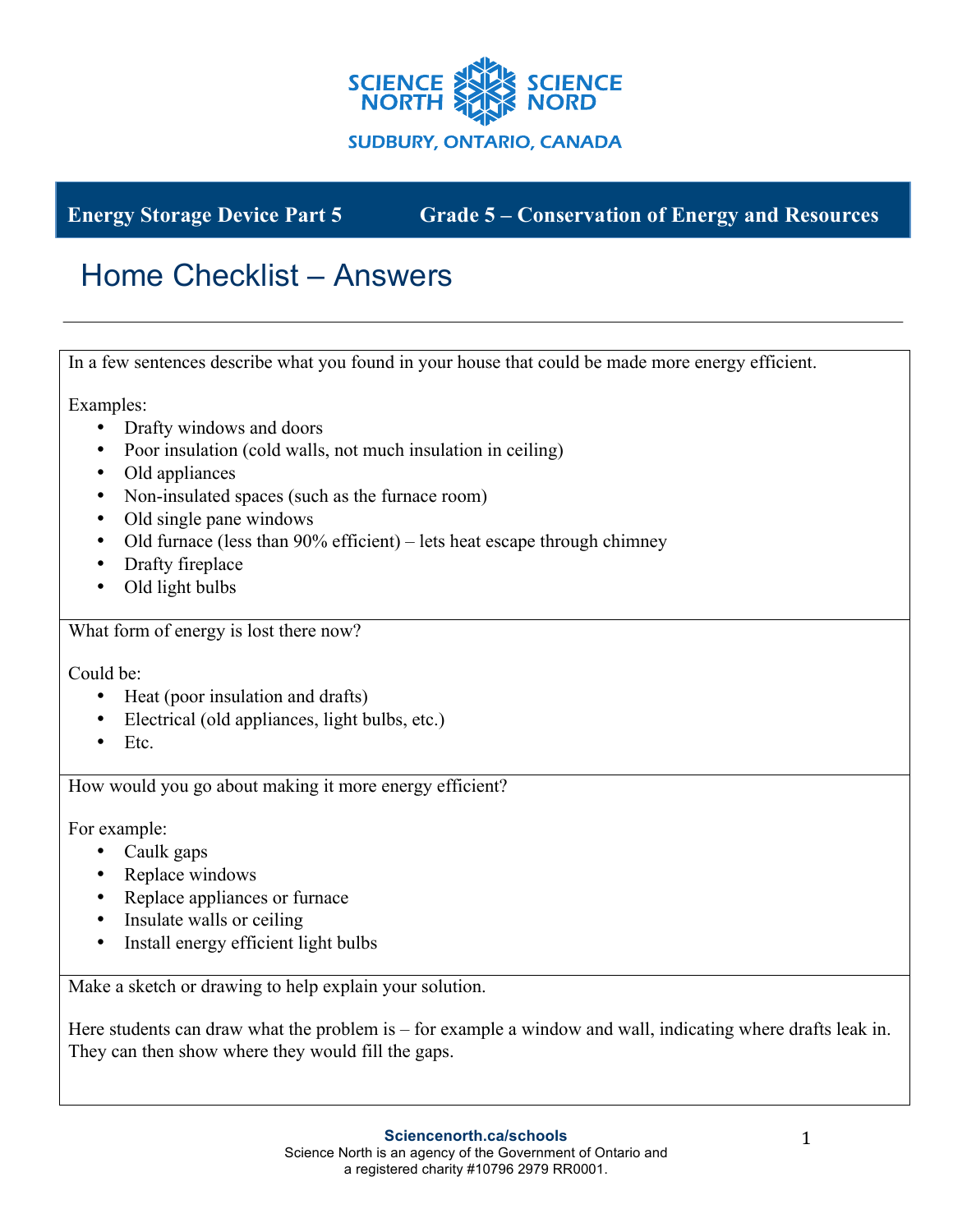SCIENCE NORTH | SCIENCE NORD

SUDBURY, ONTARIO, CANADA

**Energy Storage Device Part 5** | **Grade 5 – Conservation of Energy and Resources**

# Home Checklist – Answers

---

In a few sentences describe what you found in your house that could be made more energy efficient.

Examples:

- Drafty windows and doors
- Poor insulation (cold walls, not much insulation in ceiling)
- Old appliances
- Non-insulated spaces (such as the furnace room)
- Old single pane windows
- Old furnace (less than 90% efficient) – lets heat escape through chimney
- Drafty fireplace
- Old light bulbs

What form of energy is lost there now?

Could be:

- Heat (poor insulation and drafts)
- Electrical (old appliances, light bulbs, etc.)
- Etc.

How would you go about making it more energy efficient?

For example:

- Caulk gaps
- Replace windows
- Replace appliances or furnace
- Insulate walls or ceiling
- Install energy efficient light bulbs

Make a sketch or drawing to help explain your solution.

Here students can draw what the problem is – for example a window and wall, indicating where drafts leak in. They can then show where they would fill the gaps.

**Sciencenorth.ca/schools**
Science North is an agency of the Government of Ontario and a registered charity #10796 2979 RR0001.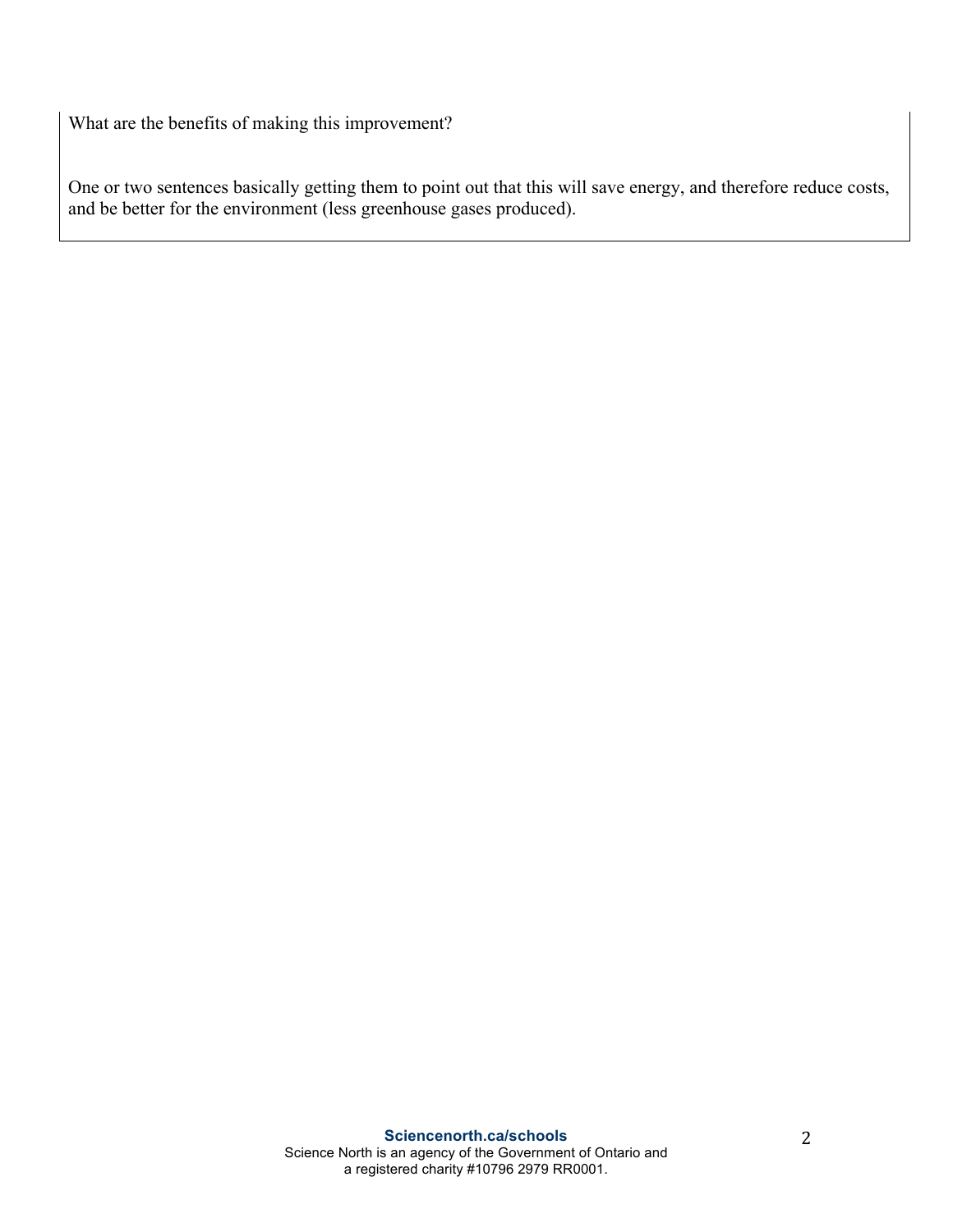What are the benefits of making this improvement?

One or two sentences basically getting them to point out that this will save energy, and therefore reduce costs, and be better for the environment (less greenhouse gases produced).